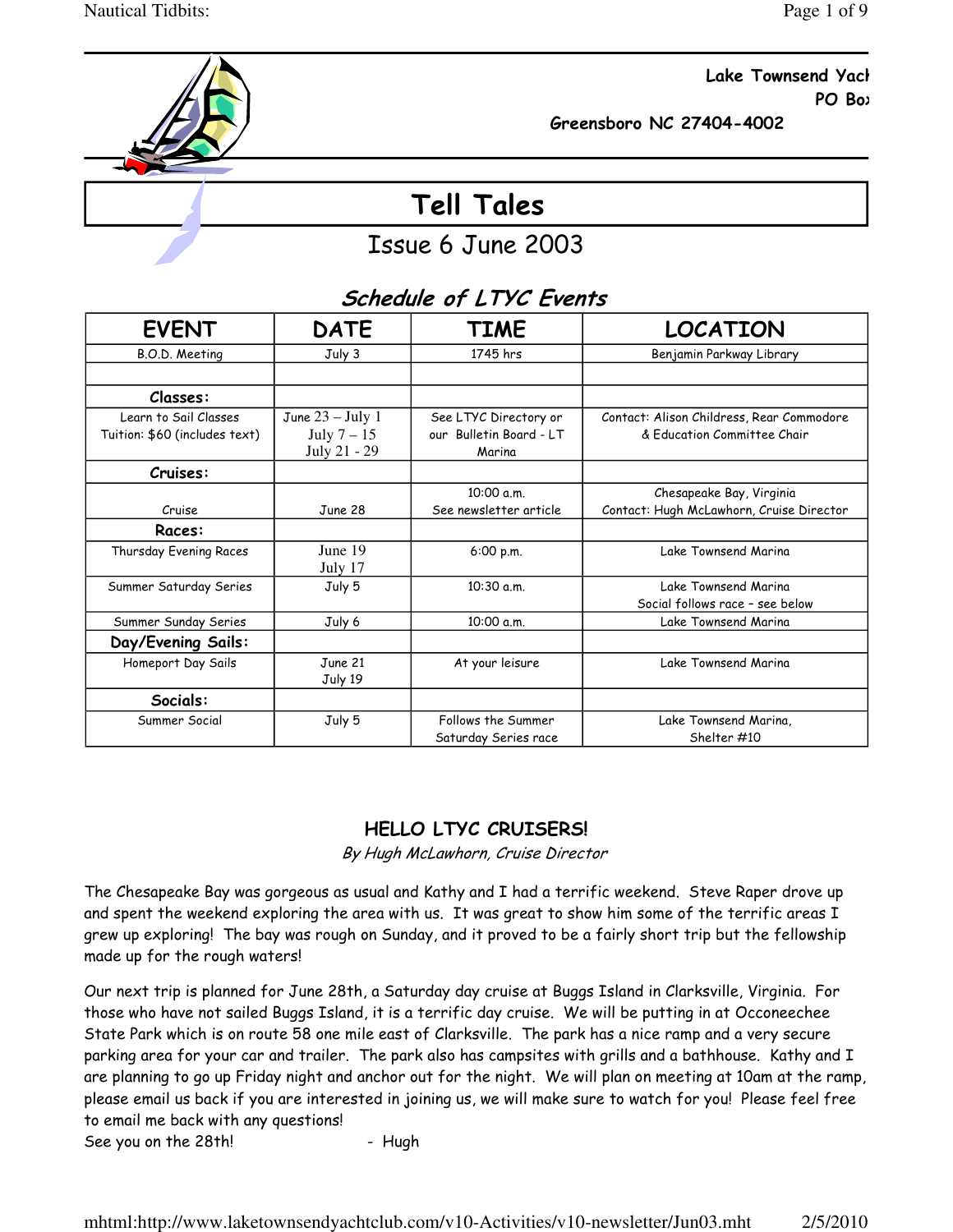Lake Townsend Yach
PO Box
Greensboro NC 27404-4002

# Tell Tales

## Issue 6 June 2003

### *Schedule of LTYC Events*

| EVENT | DATE | TIME | LOCATION |
|---|---|---|---|
| B.O.D. Meeting | July 3 | 1745 hrs | Benjamin Parkway Library |
| | | | |
| **Classes:** | | | |
| Learn to Sail Classes<br>Tuition: $60 (includes text) | June 23 – July 1<br>July 7 – 15<br>July 21 - 29 | See LTYC Directory or our Bulletin Board - LT Marina | Contact: Alison Childress, Rear Commodore & Education Committee Chair |
| **Cruises:** | | | |
| Cruise | June 28 | 10:00 a.m.<br>See newsletter article | Chesapeake Bay, Virginia<br>Contact: Hugh McLawhorn, Cruise Director |
| **Races:** | | | |
| Thursday Evening Races | June 19<br>July 17 | 6:00 p.m. | Lake Townsend Marina |
| Summer Saturday Series | July 5 | 10:30 a.m. | Lake Townsend Marina<br>Social follows race – see below |
| Summer Sunday Series | July 6 | 10:00 a.m. | Lake Townsend Marina |
| **Day/Evening Sails:** | | | |
| Homeport Day Sails | June 21<br>July 19 | At your leisure | Lake Townsend Marina |
| **Socials:** | | | |
| Summer Social | July 5 | Follows the Summer Saturday Series race | Lake Townsend Marina, Shelter #10 |

### HELLO LTYC CRUISERS!

*By Hugh McLawhorn, Cruise Director*

The Chesapeake Bay was gorgeous as usual and Kathy and I had a terrific weekend. Steve Raper drove up and spent the weekend exploring the area with us. It was great to show him some of the terrific areas I grew up exploring! The bay was rough on Sunday, and it proved to be a fairly short trip but the fellowship made up for the rough waters!

Our next trip is planned for June 28th, a Saturday day cruise at Buggs Island in Clarksville, Virginia. For those who have not sailed Buggs Island, it is a terrific day cruise. We will be putting in at Occoneechee State Park which is on route 58 one mile east of Clarksville. The park has a nice ramp and a very secure parking area for your car and trailer. The park also has campsites with grills and a bathhouse. Kathy and I are planning to go up Friday night and anchor out for the night. We will plan on meeting at 10am at the ramp, please email us back if you are interested in joining us, we will make sure to watch for you! Please feel free to email me back with any questions!

See you on the 28th! - Hugh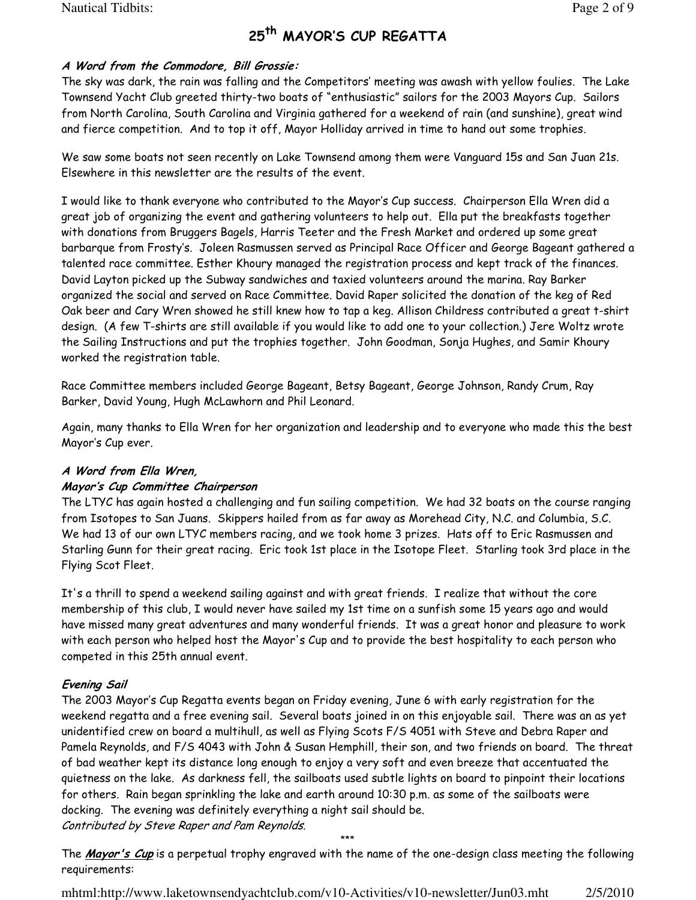# 25th MAYOR'S CUP REGATTA

***A Word from the Commodore, Bill Grossie:***

The sky was dark, the rain was falling and the Competitors' meeting was awash with yellow foulies. The Lake Townsend Yacht Club greeted thirty-two boats of "enthusiastic" sailors for the 2003 Mayors Cup. Sailors from North Carolina, South Carolina and Virginia gathered for a weekend of rain (and sunshine), great wind and fierce competition. And to top it off, Mayor Holliday arrived in time to hand out some trophies.

We saw some boats not seen recently on Lake Townsend among them were Vanguard 15s and San Juan 21s. Elsewhere in this newsletter are the results of the event.

I would like to thank everyone who contributed to the Mayor's Cup success. Chairperson Ella Wren did a great job of organizing the event and gathering volunteers to help out. Ella put the breakfasts together with donations from Bruggers Bagels, Harris Teeter and the Fresh Market and ordered up some great barbarque from Frosty's. Joleen Rasmussen served as Principal Race Officer and George Bageant gathered a talented race committee. Esther Khoury managed the registration process and kept track of the finances. David Layton picked up the Subway sandwiches and taxied volunteers around the marina. Ray Barker organized the social and served on Race Committee. David Raper solicited the donation of the keg of Red Oak beer and Cary Wren showed he still knew how to tap a keg. Allison Childress contributed a great t-shirt design. (A few T-shirts are still available if you would like to add one to your collection.) Jere Woltz wrote the Sailing Instructions and put the trophies together. John Goodman, Sonja Hughes, and Samir Khoury worked the registration table.

Race Committee members included George Bageant, Betsy Bageant, George Johnson, Randy Crum, Ray Barker, David Young, Hugh McLawhorn and Phil Leonard.

Again, many thanks to Ella Wren for her organization and leadership and to everyone who made this the best Mayor's Cup ever.

***A Word from Ella Wren,***
***Mayor's Cup Committee Chairperson***

The LTYC has again hosted a challenging and fun sailing competition. We had 32 boats on the course ranging from Isotopes to San Juans. Skippers hailed from as far away as Morehead City, N.C. and Columbia, S.C. We had 13 of our own LTYC members racing, and we took home 3 prizes. Hats off to Eric Rasmussen and Starling Gunn for their great racing. Eric took 1st place in the Isotope Fleet. Starling took 3rd place in the Flying Scot Fleet.

It's a thrill to spend a weekend sailing against and with great friends. I realize that without the core membership of this club, I would never have sailed my 1st time on a sunfish some 15 years ago and would have missed many great adventures and many wonderful friends. It was a great honor and pleasure to work with each person who helped host the Mayor's Cup and to provide the best hospitality to each person who competed in this 25th annual event.

***Evening Sail***

The 2003 Mayor's Cup Regatta events began on Friday evening, June 6 with early registration for the weekend regatta and a free evening sail. Several boats joined in on this enjoyable sail. There was an as yet unidentified crew on board a multihull, as well as Flying Scots F/S 4051 with Steve and Debra Raper and Pamela Reynolds, and F/S 4043 with John & Susan Hemphill, their son, and two friends on board. The threat of bad weather kept its distance long enough to enjoy a very soft and even breeze that accentuated the quietness on the lake. As darkness fell, the sailboats used subtle lights on board to pinpoint their locations for others. Rain began sprinkling the lake and earth around 10:30 p.m. as some of the sailboats were docking. The evening was definitely everything a night sail should be.
*Contributed by Steve Raper and Pam Reynolds.*

\*\*\*

The ***Mayor's Cup*** is a perpetual trophy engraved with the name of the one-design class meeting the following requirements: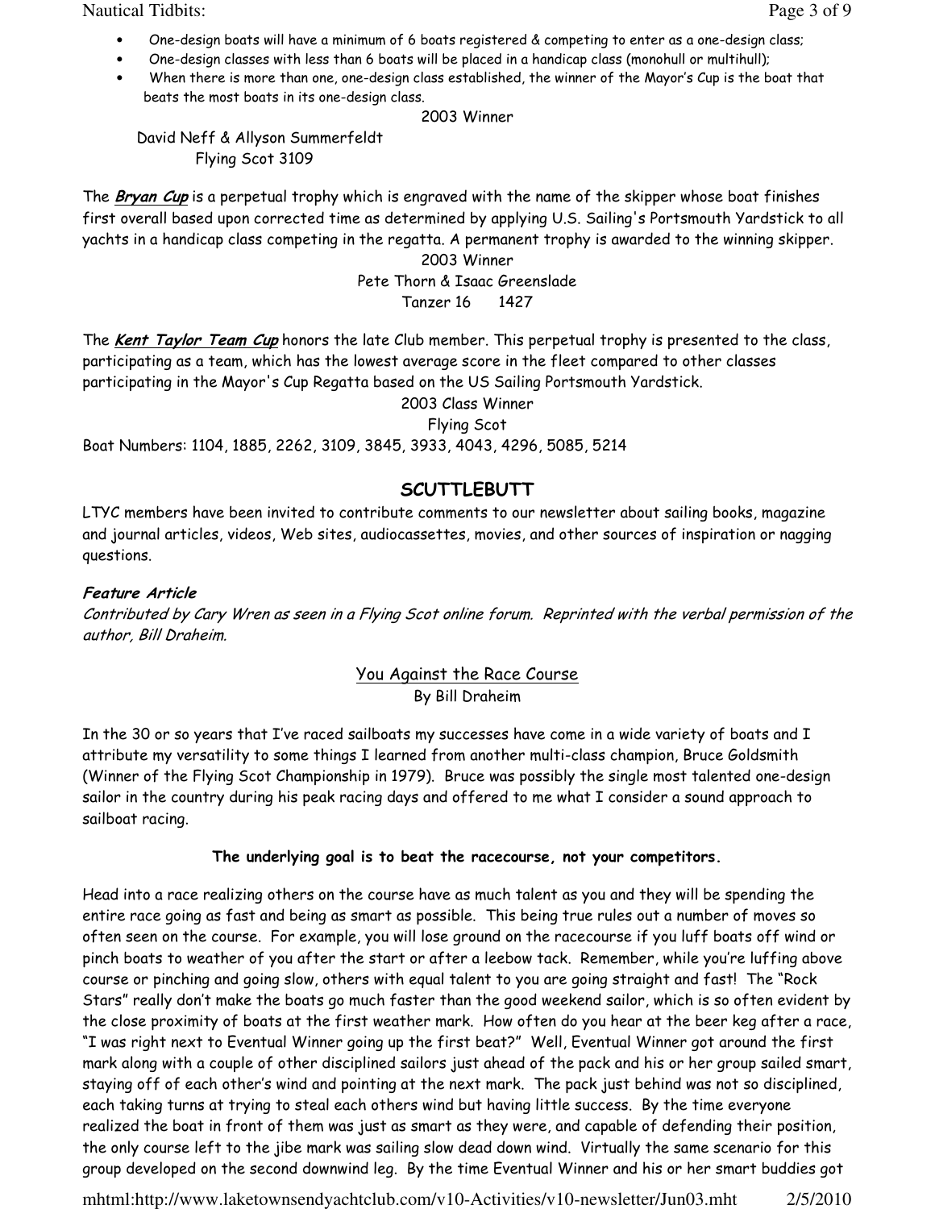- One-design boats will have a minimum of 6 boats registered & competing to enter as a one-design class;
- One-design classes with less than 6 boats will be placed in a handicap class (monohull or multihull);
- When there is more than one, one-design class established, the winner of the Mayor's Cup is the boat that beats the most boats in its one-design class.

2003 Winner

David Neff & Allyson Summerfeldt
Flying Scot 3109

The ***Bryan Cup*** is a perpetual trophy which is engraved with the name of the skipper whose boat finishes first overall based upon corrected time as determined by applying U.S. Sailing's Portsmouth Yardstick to all yachts in a handicap class competing in the regatta. A permanent trophy is awarded to the winning skipper.

2003 Winner
Pete Thorn & Isaac Greenslade
Tanzer 16 1427

The ***Kent Taylor Team Cup*** honors the late Club member. This perpetual trophy is presented to the class, participating as a team, which has the lowest average score in the fleet compared to other classes participating in the Mayor's Cup Regatta based on the US Sailing Portsmouth Yardstick.

2003 Class Winner
Flying Scot
Boat Numbers: 1104, 1885, 2262, 3109, 3845, 3933, 4043, 4296, 5085, 5214

## SCUTTLEBUTT

LTYC members have been invited to contribute comments to our newsletter about sailing books, magazine and journal articles, videos, Web sites, audiocassettes, movies, and other sources of inspiration or nagging questions.

### *Feature Article*

*Contributed by Cary Wren as seen in a Flying Scot online forum. Reprinted with the verbal permission of the author, Bill Draheim.*

### You Against the Race Course

By Bill Draheim

In the 30 or so years that I've raced sailboats my successes have come in a wide variety of boats and I attribute my versatility to some things I learned from another multi-class champion, Bruce Goldsmith (Winner of the Flying Scot Championship in 1979). Bruce was possibly the single most talented one-design sailor in the country during his peak racing days and offered to me what I consider a sound approach to sailboat racing.

**The underlying goal is to beat the racecourse, not your competitors.**

Head into a race realizing others on the course have as much talent as you and they will be spending the entire race going as fast and being as smart as possible. This being true rules out a number of moves so often seen on the course. For example, you will lose ground on the racecourse if you luff boats off wind or pinch boats to weather of you after the start or after a leebow tack. Remember, while you're luffing above course or pinching and going slow, others with equal talent to you are going straight and fast! The "Rock Stars" really don't make the boats go much faster than the good weekend sailor, which is so often evident by the close proximity of boats at the first weather mark. How often do you hear at the beer keg after a race, "I was right next to Eventual Winner going up the first beat?" Well, Eventual Winner got around the first mark along with a couple of other disciplined sailors just ahead of the pack and his or her group sailed smart, staying off of each other's wind and pointing at the next mark. The pack just behind was not so disciplined, each taking turns at trying to steal each others wind but having little success. By the time everyone realized the boat in front of them was just as smart as they were, and capable of defending their position, the only course left to the jibe mark was sailing slow dead down wind. Virtually the same scenario for this group developed on the second downwind leg. By the time Eventual Winner and his or her smart buddies got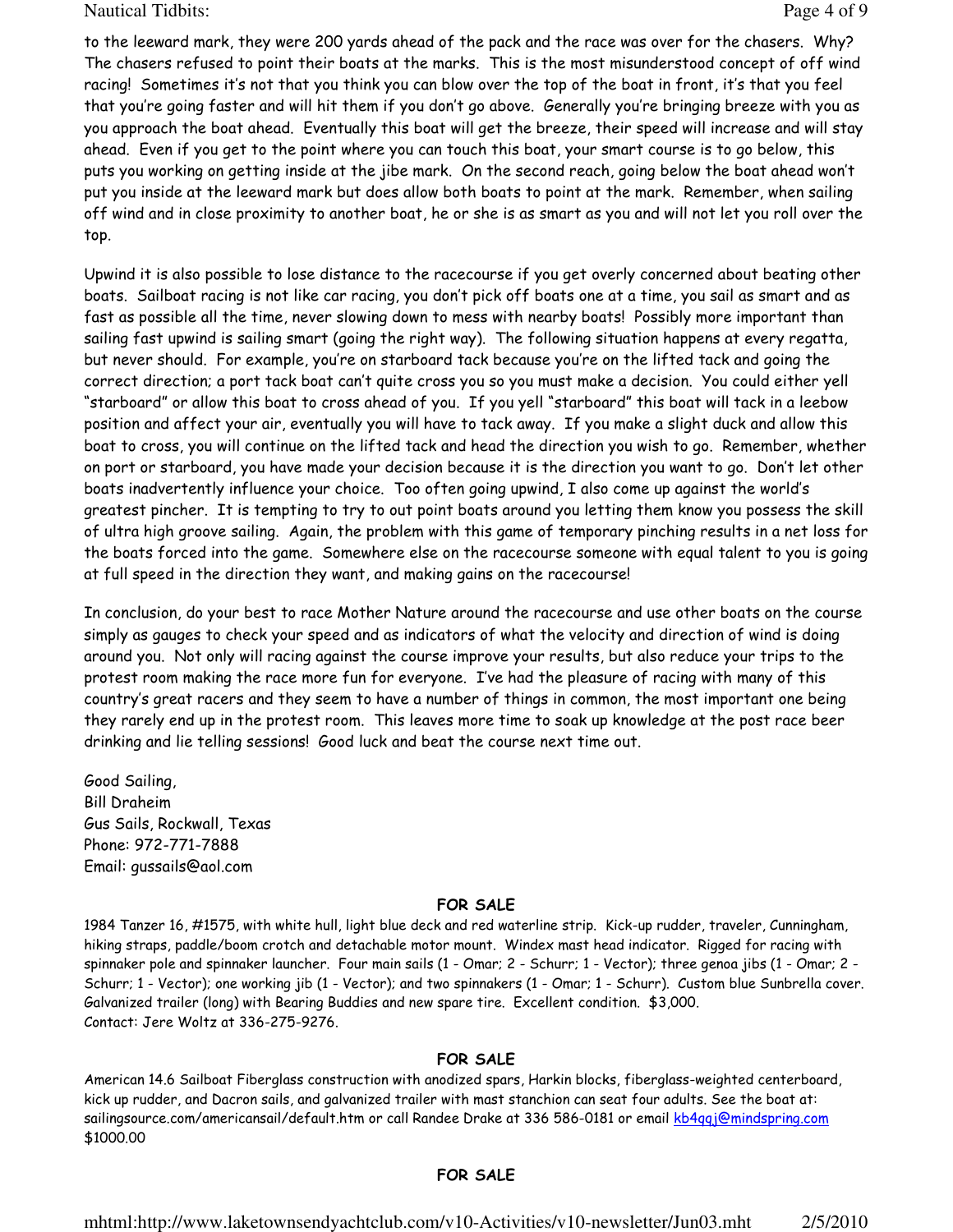to the leeward mark, they were 200 yards ahead of the pack and the race was over for the chasers. Why? The chasers refused to point their boats at the marks. This is the most misunderstood concept of off wind racing! Sometimes it's not that you think you can blow over the top of the boat in front, it's that you feel that you're going faster and will hit them if you don't go above. Generally you're bringing breeze with you as you approach the boat ahead. Eventually this boat will get the breeze, their speed will increase and will stay ahead. Even if you get to the point where you can touch this boat, your smart course is to go below, this puts you working on getting inside at the jibe mark. On the second reach, going below the boat ahead won't put you inside at the leeward mark but does allow both boats to point at the mark. Remember, when sailing off wind and in close proximity to another boat, he or she is as smart as you and will not let you roll over the top.

Upwind it is also possible to lose distance to the racecourse if you get overly concerned about beating other boats. Sailboat racing is not like car racing, you don't pick off boats one at a time, you sail as smart and as fast as possible all the time, never slowing down to mess with nearby boats! Possibly more important than sailing fast upwind is sailing smart (going the right way). The following situation happens at every regatta, but never should. For example, you're on starboard tack because you're on the lifted tack and going the correct direction; a port tack boat can't quite cross you so you must make a decision. You could either yell "starboard" or allow this boat to cross ahead of you. If you yell "starboard" this boat will tack in a leebow position and affect your air, eventually you will have to tack away. If you make a slight duck and allow this boat to cross, you will continue on the lifted tack and head the direction you wish to go. Remember, whether on port or starboard, you have made your decision because it is the direction you want to go. Don't let other boats inadvertently influence your choice. Too often going upwind, I also come up against the world's greatest pincher. It is tempting to try to out point boats around you letting them know you possess the skill of ultra high groove sailing. Again, the problem with this game of temporary pinching results in a net loss for the boats forced into the game. Somewhere else on the racecourse someone with equal talent to you is going at full speed in the direction they want, and making gains on the racecourse!

In conclusion, do your best to race Mother Nature around the racecourse and use other boats on the course simply as gauges to check your speed and as indicators of what the velocity and direction of wind is doing around you. Not only will racing against the course improve your results, but also reduce your trips to the protest room making the race more fun for everyone. I've had the pleasure of racing with many of this country's great racers and they seem to have a number of things in common, the most important one being they rarely end up in the protest room. This leaves more time to soak up knowledge at the post race beer drinking and lie telling sessions! Good luck and beat the course next time out.

Good Sailing,
Bill Draheim
Gus Sails, Rockwall, Texas
Phone: 972-771-7888
Email: gussails@aol.com

**FOR SALE**

1984 Tanzer 16, #1575, with white hull, light blue deck and red waterline strip. Kick-up rudder, traveler, Cunningham, hiking straps, paddle/boom crotch and detachable motor mount. Windex mast head indicator. Rigged for racing with spinnaker pole and spinnaker launcher. Four main sails (1 - Omar; 2 - Schurr; 1 - Vector); three genoa jibs (1 - Omar; 2 - Schurr; 1 - Vector); one working jib (1 - Vector); and two spinnakers (1 - Omar; 1 - Schurr). Custom blue Sunbrella cover. Galvanized trailer (long) with Bearing Buddies and new spare tire. Excellent condition. $3,000.
Contact: Jere Woltz at 336-275-9276.

**FOR SALE**

American 14.6 Sailboat Fiberglass construction with anodized spars, Harkin blocks, fiberglass-weighted centerboard, kick up rudder, and Dacron sails, and galvanized trailer with mast stanchion can seat four adults. See the boat at: sailingsource.com/americansail/default.htm or call Randee Drake at 336 586-0181 or email kb4qqj@mindspring.com
$1000.00

**FOR SALE**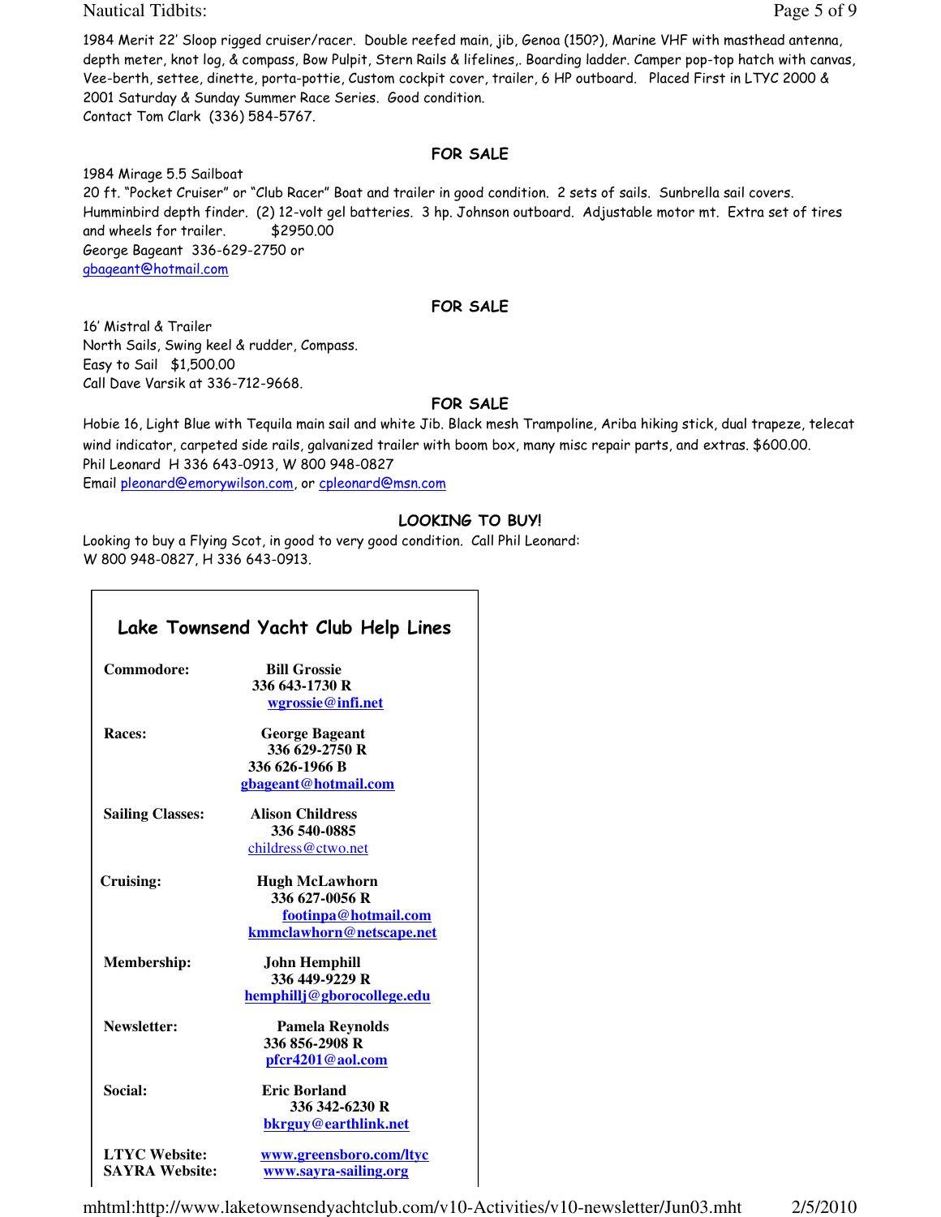1984 Merit 22' Sloop rigged cruiser/racer. Double reefed main, jib, Genoa (150?), Marine VHF with masthead antenna, depth meter, knot log, & compass, Bow Pulpit, Stern Rails & lifelines,. Boarding ladder. Camper pop-top hatch with canvas, Vee-berth, settee, dinette, porta-pottie, Custom cockpit cover, trailer, 6 HP outboard. Placed First in LTYC 2000 & 2001 Saturday & Sunday Summer Race Series. Good condition.
Contact Tom Clark (336) 584-5767.

**FOR SALE**

1984 Mirage 5.5 Sailboat
20 ft. "Pocket Cruiser" or "Club Racer" Boat and trailer in good condition. 2 sets of sails. Sunbrella sail covers. Humminbird depth finder. (2) 12-volt gel batteries. 3 hp. Johnson outboard. Adjustable motor mt. Extra set of tires and wheels for trailer. $2950.00
George Bageant 336-629-2750 or
gbageant@hotmail.com

**FOR SALE**

16' Mistral & Trailer
North Sails, Swing keel & rudder, Compass.
Easy to Sail $1,500.00
Call Dave Varsik at 336-712-9668.

**FOR SALE**

Hobie 16, Light Blue with Tequila main sail and white Jib. Black mesh Trampoline, Ariba hiking stick, dual trapeze, telecat wind indicator, carpeted side rails, galvanized trailer with boom box, many misc repair parts, and extras. $600.00.
Phil Leonard H 336 643-0913, W 800 948-0827
Email pleonard@emorywilson.com, or cpleonard@msn.com

**LOOKING TO BUY!**

Looking to buy a Flying Scot, in good to very good condition. Call Phil Leonard:
W 800 948-0827, H 336 643-0913.

## Lake Townsend Yacht Club Help Lines

| | |
|---|---|
| **Commodore:** | **Bill Grossie**<br>**336 643-1730 R**<br>**wgrossie@infi.net** |
| **Races:** | **George Bageant**<br>**336 629-2750 R**<br>**336 626-1966 B**<br>**gbageant@hotmail.com** |
| **Sailing Classes:** | **Alison Childress**<br>**336 540-0885**<br>childress@ctwo.net |
| **Cruising:** | **Hugh McLawhorn**<br>**336 627-0056 R**<br>**footinpa@hotmail.com**<br>**kmmclawhorn@netscape.net** |
| **Membership:** | **John Hemphill**<br>**336 449-9229 R**<br>**hemphillj@gborocollege.edu** |
| **Newsletter:** | **Pamela Reynolds**<br>**336 856-2908 R**<br>**pfcr4201@aol.com** |
| **Social:** | **Eric Borland**<br>**336 342-6230 R**<br>**bkrguy@earthlink.net** |
| **LTYC Website:** | **www.greensboro.com/ltyc** |
| **SAYRA Website:** | **www.sayra-sailing.org** |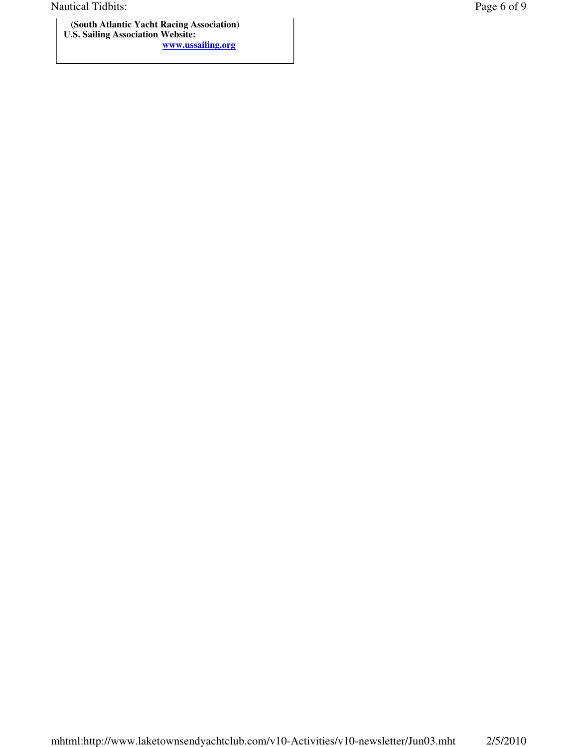**(South Atlantic Yacht Racing Association)**
**U.S. Sailing Association Website:**
**[www.ussailing.org](http://www.ussailing.org)**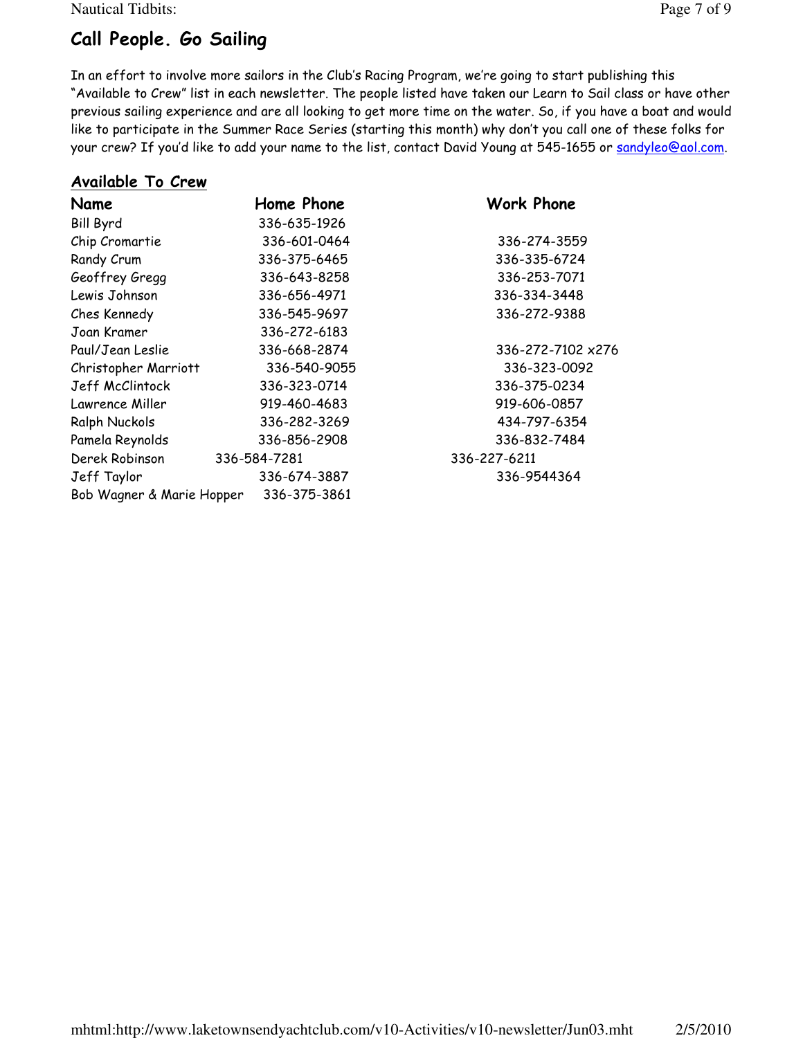## Call People. Go Sailing

In an effort to involve more sailors in the Club's Racing Program, we're going to start publishing this "Available to Crew" list in each newsletter. The people listed have taken our Learn to Sail class or have other previous sailing experience and are all looking to get more time on the water. So, if you have a boat and would like to participate in the Summer Race Series (starting this month) why don't you call one of these folks for your crew? If you'd like to add your name to the list, contact David Young at 545-1655 or sandyleo@aol.com.

### Available To Crew

| Name | Home Phone | Work Phone |
|---|---|---|
| Bill Byrd | 336-635-1926 | |
| Chip Cromartie | 336-601-0464 | 336-274-3559 |
| Randy Crum | 336-375-6465 | 336-335-6724 |
| Geoffrey Gregg | 336-643-8258 | 336-253-7071 |
| Lewis Johnson | 336-656-4971 | 336-334-3448 |
| Ches Kennedy | 336-545-9697 | 336-272-9388 |
| Joan Kramer | 336-272-6183 | |
| Paul/Jean Leslie | 336-668-2874 | 336-272-7102 x276 |
| Christopher Marriott | 336-540-9055 | 336-323-0092 |
| Jeff McClintock | 336-323-0714 | 336-375-0234 |
| Lawrence Miller | 919-460-4683 | 919-606-0857 |
| Ralph Nuckols | 336-282-3269 | 434-797-6354 |
| Pamela Reynolds | 336-856-2908 | 336-832-7484 |
| Derek Robinson | 336-584-7281 | 336-227-6211 |
| Jeff Taylor | 336-674-3887 | 336-9544364 |
| Bob Wagner & Marie Hopper | 336-375-3861 | |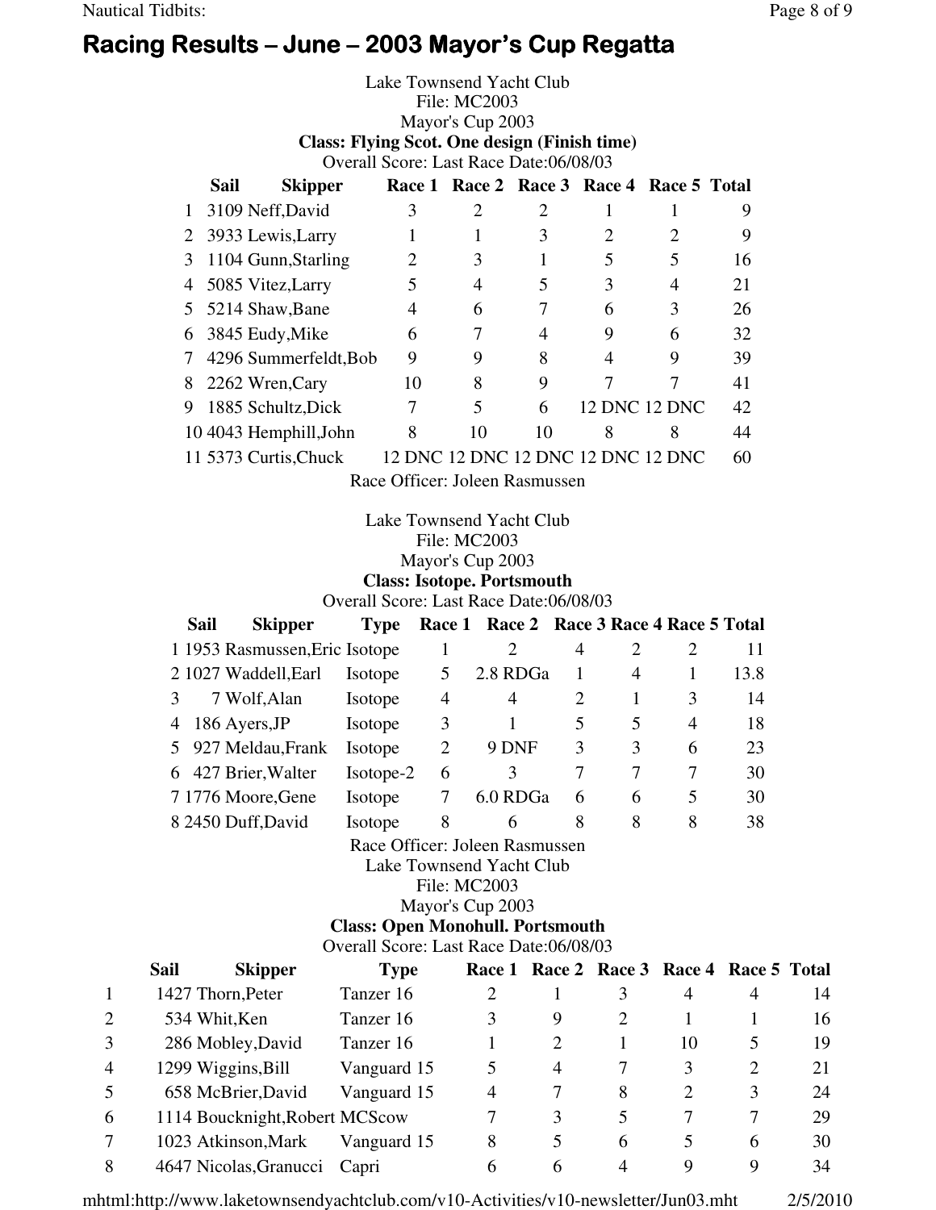# Racing Results – June – 2003 Mayor's Cup Regatta

Lake Townsend Yacht Club
File: MC2003
Mayor's Cup 2003
**Class: Flying Scot. One design (Finish time)**
Overall Score: Last Race Date:06/08/03

| | Sail | Skipper | Race 1 | Race 2 | Race 3 | Race 4 | Race 5 | Total |
|---|---|---|---|---|---|---|---|---|
| 1 | 3109 | Neff,David | 3 | 2 | 2 | 1 | 1 | 9 |
| 2 | 3933 | Lewis,Larry | 1 | 1 | 3 | 2 | 2 | 9 |
| 3 | 1104 | Gunn,Starling | 2 | 3 | 1 | 5 | 5 | 16 |
| 4 | 5085 | Vitez,Larry | 5 | 4 | 5 | 3 | 4 | 21 |
| 5 | 5214 | Shaw,Bane | 4 | 6 | 7 | 6 | 3 | 26 |
| 6 | 3845 | Eudy,Mike | 6 | 7 | 4 | 9 | 6 | 32 |
| 7 | 4296 | Summerfeldt,Bob | 9 | 9 | 8 | 4 | 9 | 39 |
| 8 | 2262 | Wren,Cary | 10 | 8 | 9 | 7 | 7 | 41 |
| 9 | 1885 | Schultz,Dick | 7 | 5 | 6 | 12 DNC | 12 DNC | 42 |
| 10 | 4043 | Hemphill,John | 8 | 10 | 10 | 8 | 8 | 44 |
| 11 | 5373 | Curtis,Chuck | 12 DNC | 12 DNC | 12 DNC | 12 DNC | 12 DNC | 60 |

Race Officer: Joleen Rasmussen

Lake Townsend Yacht Club
File: MC2003
Mayor's Cup 2003
**Class: Isotope. Portsmouth**
Overall Score: Last Race Date:06/08/03

| | Sail | Skipper | Type | Race 1 | Race 2 | Race 3 | Race 4 | Race 5 | Total |
|---|---|---|---|---|---|---|---|---|---|
| 1 | 1953 | Rasmussen,Eric | Isotope | 1 | 2 | 4 | 2 | 2 | 11 |
| 2 | 1027 | Waddell,Earl | Isotope | 5 | 2.8 RDGa | 1 | 4 | 1 | 13.8 |
| 3 | 7 | Wolf,Alan | Isotope | 4 | 4 | 2 | 1 | 3 | 14 |
| 4 | 186 | Ayers,JP | Isotope | 3 | 1 | 5 | 5 | 4 | 18 |
| 5 | 927 | Meldau,Frank | Isotope | 2 | 9 DNF | 3 | 3 | 6 | 23 |
| 6 | 427 | Brier,Walter | Isotope-2 | 6 | 3 | 7 | 7 | 7 | 30 |
| 7 | 1776 | Moore,Gene | Isotope | 7 | 6.0 RDGa | 6 | 6 | 5 | 30 |
| 8 | 2450 | Duff,David | Isotope | 8 | 6 | 8 | 8 | 8 | 38 |

Race Officer: Joleen Rasmussen

Lake Townsend Yacht Club
File: MC2003
Mayor's Cup 2003
**Class: Open Monohull. Portsmouth**
Overall Score: Last Race Date:06/08/03

| | Sail | Skipper | Type | Race 1 | Race 2 | Race 3 | Race 4 | Race 5 | Total |
|---|---|---|---|---|---|---|---|---|---|
| 1 | 1427 | Thorn,Peter | Tanzer 16 | 2 | 1 | 3 | 4 | 4 | 14 |
| 2 | 534 | Whit,Ken | Tanzer 16 | 3 | 9 | 2 | 1 | 1 | 16 |
| 3 | 286 | Mobley,David | Tanzer 16 | 1 | 2 | 1 | 10 | 5 | 19 |
| 4 | 1299 | Wiggins,Bill | Vanguard 15 | 5 | 4 | 7 | 3 | 2 | 21 |
| 5 | 658 | McBrier,David | Vanguard 15 | 4 | 7 | 8 | 2 | 3 | 24 |
| 6 | 1114 | Boucknight,Robert | MCScow | 7 | 3 | 5 | 7 | 7 | 29 |
| 7 | 1023 | Atkinson,Mark | Vanguard 15 | 8 | 5 | 6 | 5 | 6 | 30 |
| 8 | 4647 | Nicolas,Granucci | Capri | 6 | 6 | 4 | 9 | 9 | 34 |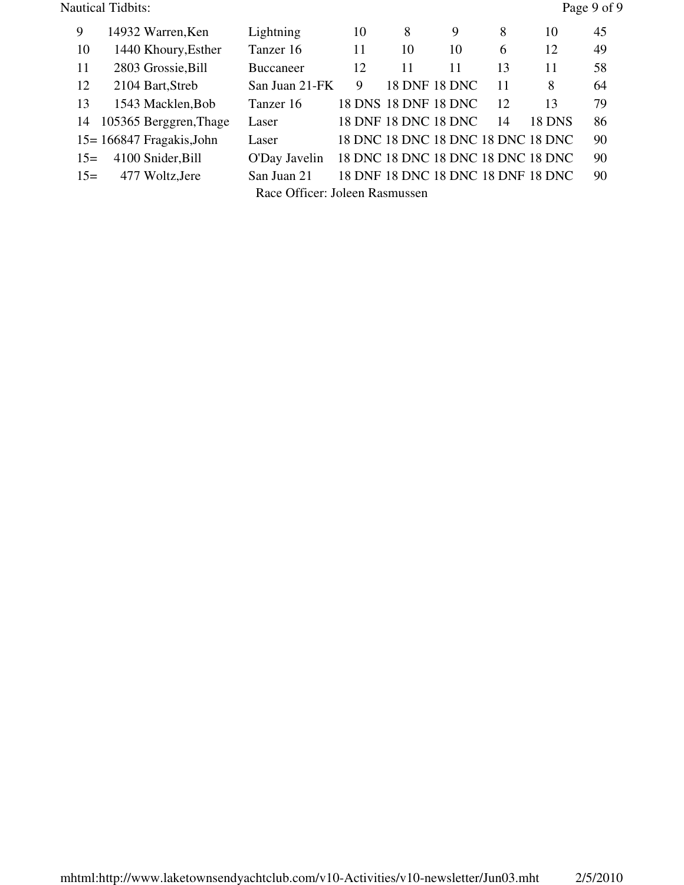| | | | | | | | | | |
|---|---|---|---|---|---|---|---|---|---|
| 9 | 14932 | Warren,Ken | Lightning | 10 | 8 | 9 | 8 | 10 | 45 |
| 10 | 1440 | Khoury,Esther | Tanzer 16 | 11 | 10 | 10 | 6 | 12 | 49 |
| 11 | 2803 | Grossie,Bill | Buccaneer | 12 | 11 | 11 | 13 | 11 | 58 |
| 12 | 2104 | Bart,Streb | San Juan 21-FK | 9 | 18 DNF | 18 DNC | 11 | 8 | 64 |
| 13 | 1543 | Macklen,Bob | Tanzer 16 | 18 DNS | 18 DNF | 18 DNC | 12 | 13 | 79 |
| 14 | 105365 | Berggren,Thage | Laser | 18 DNF | 18 DNC | 18 DNC | 14 | 18 DNS | 86 |
| 15= | 166847 | Fragakis,John | Laser | 18 DNC | 18 DNC | 18 DNC | 18 DNC | 18 DNC | 90 |
| 15= | 4100 | Snider,Bill | O'Day Javelin | 18 DNC | 18 DNC | 18 DNC | 18 DNC | 18 DNC | 90 |
| 15= | 477 | Woltz,Jere | San Juan 21 | 18 DNF | 18 DNC | 18 DNC | 18 DNF | 18 DNC | 90 |

Race Officer: Joleen Rasmussen